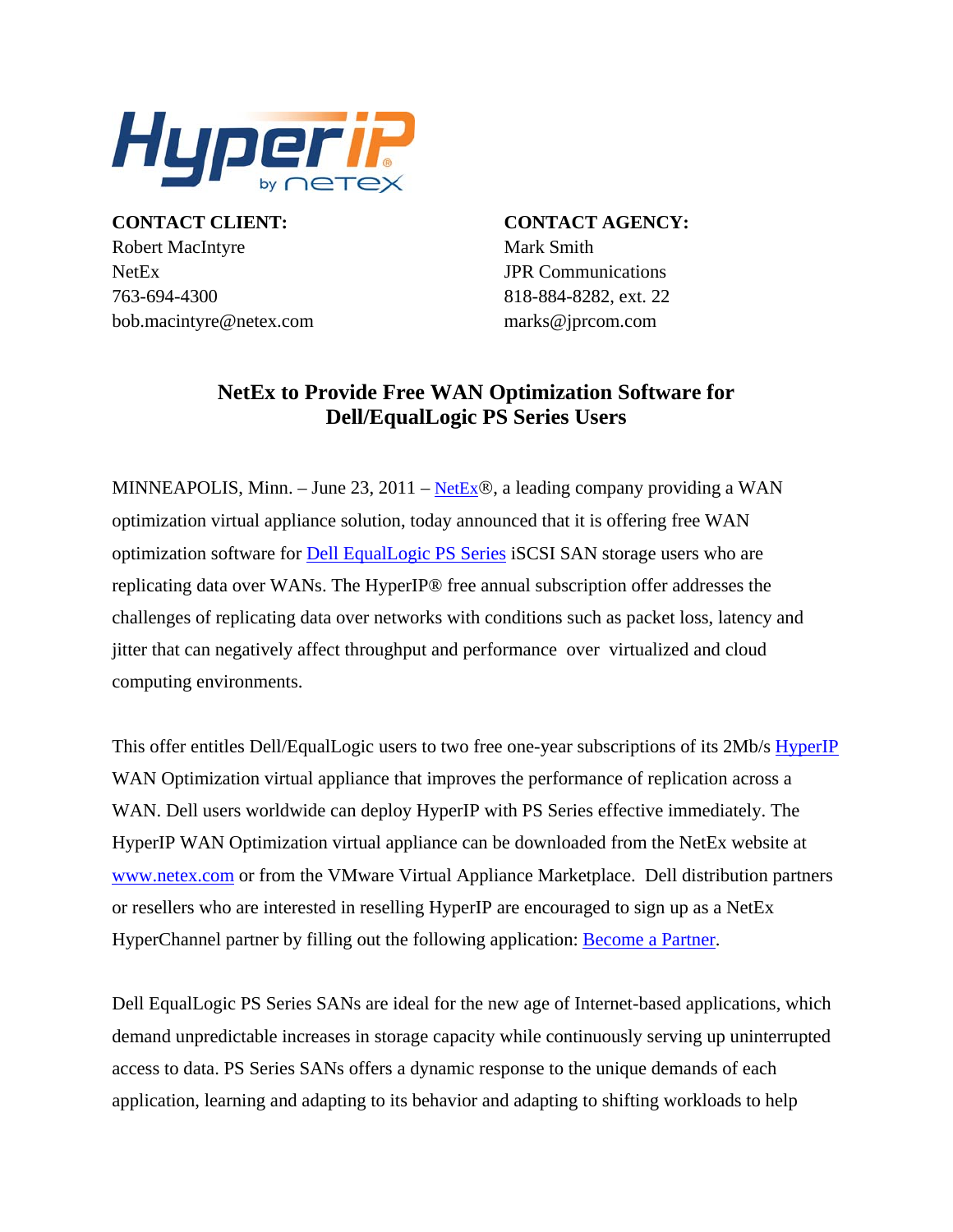**CONTACT CLIENT:**
Robert MacIntyre
NetEx
763-694-4300
bob.macintyre@netex.com

**CONTACT AGENCY:**
Mark Smith
JPR Communications
818-884-8282, ext. 22
marks@jprcom.com

## NetEx to Provide Free WAN Optimization Software for Dell/EqualLogic PS Series Users

MINNEAPOLIS, Minn. – June 23, 2011 – NetEx®, a leading company providing a WAN optimization virtual appliance solution, today announced that it is offering free WAN optimization software for Dell EqualLogic PS Series iSCSI SAN storage users who are replicating data over WANs. The HyperIP® free annual subscription offer addresses the challenges of replicating data over networks with conditions such as packet loss, latency and jitter that can negatively affect throughput and performance over virtualized and cloud computing environments.

This offer entitles Dell/EqualLogic users to two free one-year subscriptions of its 2Mb/s HyperIP WAN Optimization virtual appliance that improves the performance of replication across a WAN. Dell users worldwide can deploy HyperIP with PS Series effective immediately. The HyperIP WAN Optimization virtual appliance can be downloaded from the NetEx website at www.netex.com or from the VMware Virtual Appliance Marketplace. Dell distribution partners or resellers who are interested in reselling HyperIP are encouraged to sign up as a NetEx HyperChannel partner by filling out the following application: Become a Partner.

Dell EqualLogic PS Series SANs are ideal for the new age of Internet-based applications, which demand unpredictable increases in storage capacity while continuously serving up uninterrupted access to data. PS Series SANs offers a dynamic response to the unique demands of each application, learning and adapting to its behavior and adapting to shifting workloads to help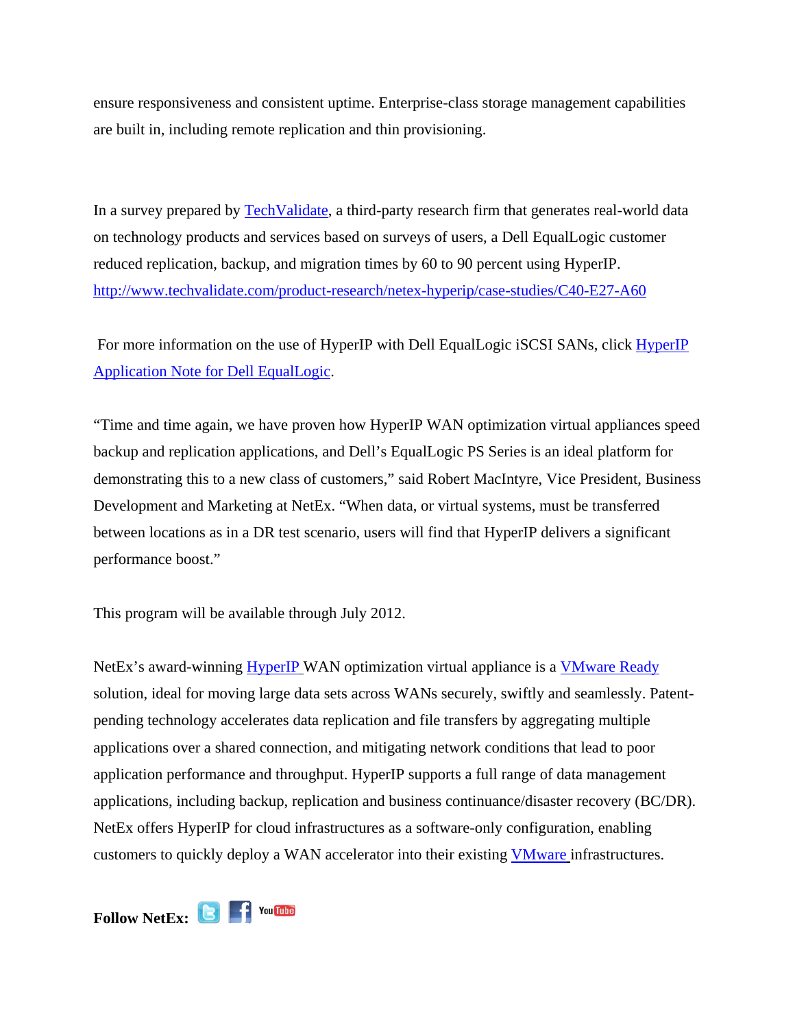ensure responsiveness and consistent uptime. Enterprise-class storage management capabilities are built in, including remote replication and thin provisioning.

In a survey prepared by TechValidate, a third-party research firm that generates real-world data on technology products and services based on surveys of users, a Dell EqualLogic customer reduced replication, backup, and migration times by 60 to 90 percent using HyperIP. http://www.techvalidate.com/product-research/netex-hyperip/case-studies/C40-E27-A60

For more information on the use of HyperIP with Dell EqualLogic iSCSI SANs, click HyperIP Application Note for Dell EqualLogic.

"Time and time again, we have proven how HyperIP WAN optimization virtual appliances speed backup and replication applications, and Dell's EqualLogic PS Series is an ideal platform for demonstrating this to a new class of customers," said Robert MacIntyre, Vice President, Business Development and Marketing at NetEx. "When data, or virtual systems, must be transferred between locations as in a DR test scenario, users will find that HyperIP delivers a significant performance boost."

This program will be available through July 2012.

NetEx's award-winning HyperIP WAN optimization virtual appliance is a VMware Ready solution, ideal for moving large data sets across WANs securely, swiftly and seamlessly. Patent-pending technology accelerates data replication and file transfers by aggregating multiple applications over a shared connection, and mitigating network conditions that lead to poor application performance and throughput. HyperIP supports a full range of data management applications, including backup, replication and business continuance/disaster recovery (BC/DR). NetEx offers HyperIP for cloud infrastructures as a software-only configuration, enabling customers to quickly deploy a WAN accelerator into their existing VMware infrastructures.

**Follow NetEx:**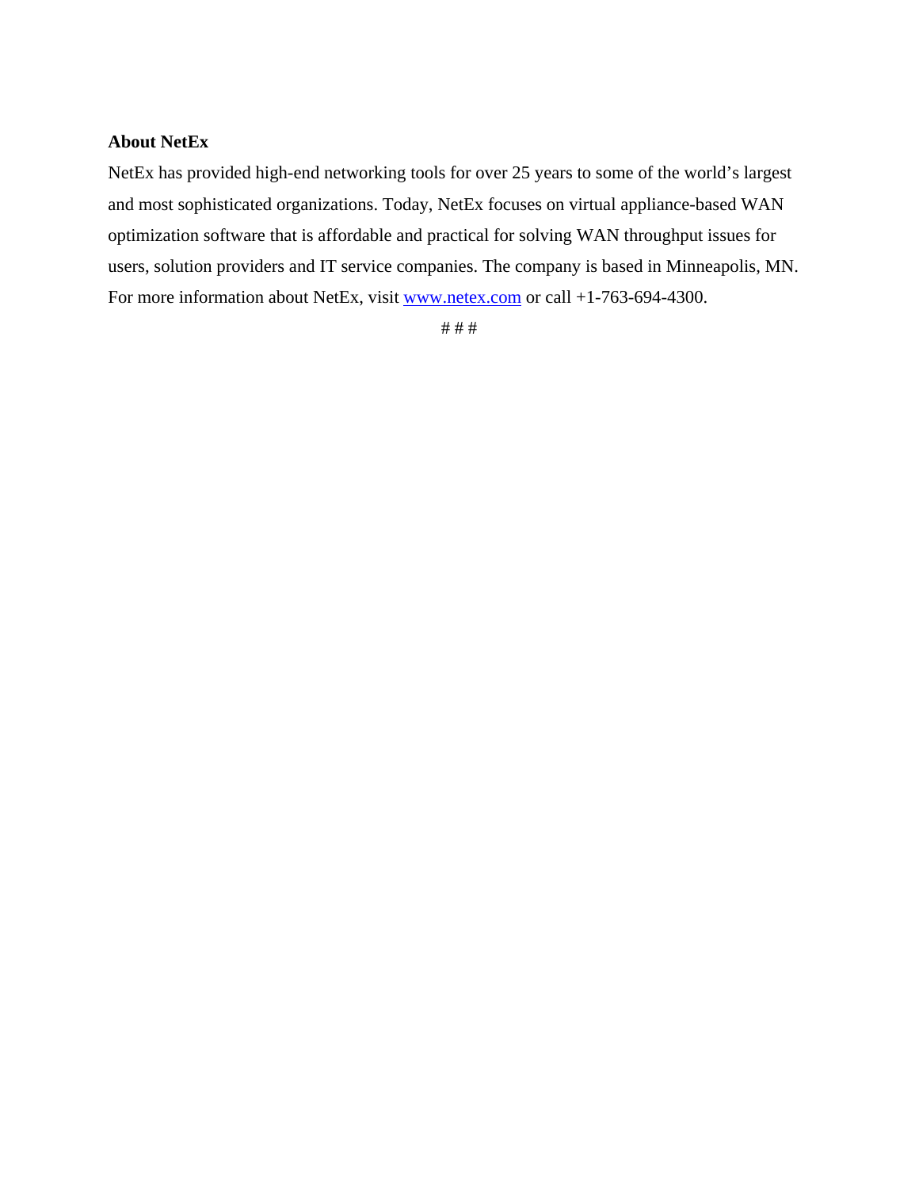**About NetEx**

NetEx has provided high-end networking tools for over 25 years to some of the world's largest and most sophisticated organizations. Today, NetEx focuses on virtual appliance-based WAN optimization software that is affordable and practical for solving WAN throughput issues for users, solution providers and IT service companies. The company is based in Minneapolis, MN. For more information about NetEx, visit [www.netex.com](http://www.netex.com) or call +1-763-694-4300.

# # #